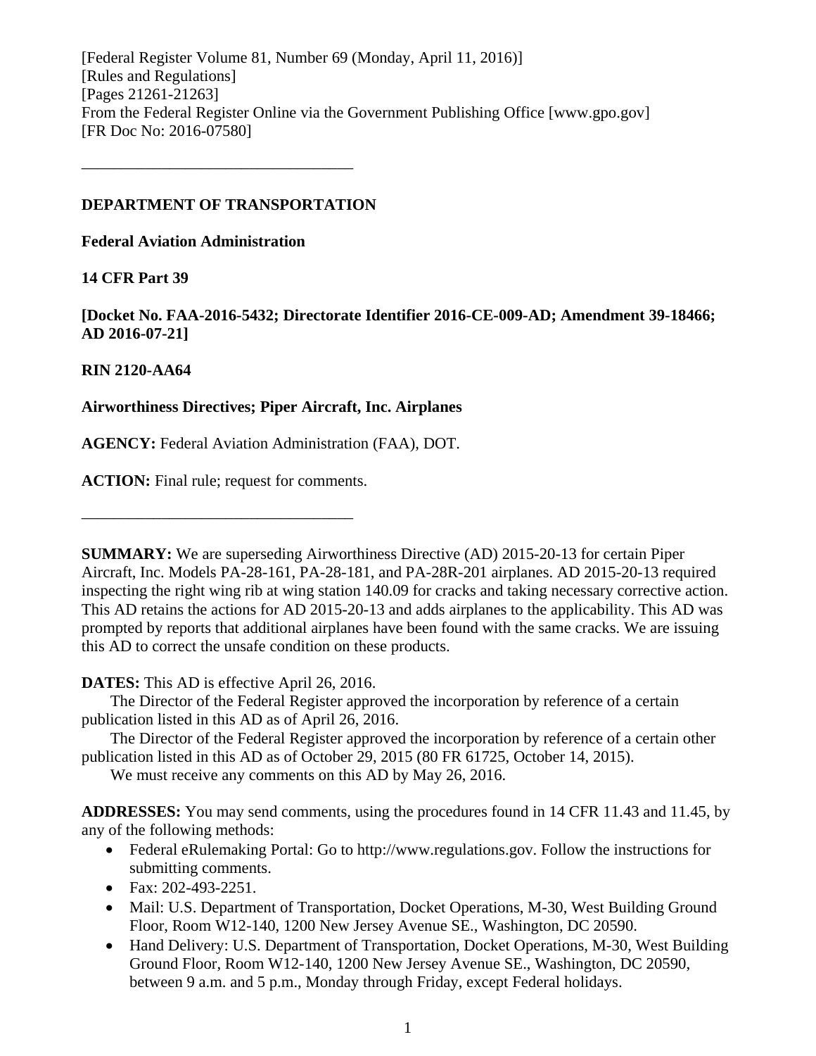[Federal Register Volume 81, Number 69 (Monday, April 11, 2016)]
[Rules and Regulations]
[Pages 21261-21263]
From the Federal Register Online via the Government Publishing Office [www.gpo.gov]
[FR Doc No: 2016-07580]

---

**DEPARTMENT OF TRANSPORTATION**

**Federal Aviation Administration**

**14 CFR Part 39**

**[Docket No. FAA-2016-5432; Directorate Identifier 2016-CE-009-AD; Amendment 39-18466; AD 2016-07-21]**

**RIN 2120-AA64**

**Airworthiness Directives; Piper Aircraft, Inc. Airplanes**

**AGENCY:** Federal Aviation Administration (FAA), DOT.

**ACTION:** Final rule; request for comments.

---

**SUMMARY:** We are superseding Airworthiness Directive (AD) 2015-20-13 for certain Piper Aircraft, Inc. Models PA-28-161, PA-28-181, and PA-28R-201 airplanes. AD 2015-20-13 required inspecting the right wing rib at wing station 140.09 for cracks and taking necessary corrective action. This AD retains the actions for AD 2015-20-13 and adds airplanes to the applicability. This AD was prompted by reports that additional airplanes have been found with the same cracks. We are issuing this AD to correct the unsafe condition on these products.

**DATES:** This AD is effective April 26, 2016.

The Director of the Federal Register approved the incorporation by reference of a certain publication listed in this AD as of April 26, 2016.

The Director of the Federal Register approved the incorporation by reference of a certain other publication listed in this AD as of October 29, 2015 (80 FR 61725, October 14, 2015).

We must receive any comments on this AD by May 26, 2016.

**ADDRESSES:** You may send comments, using the procedures found in 14 CFR 11.43 and 11.45, by any of the following methods:

- Federal eRulemaking Portal: Go to http://www.regulations.gov. Follow the instructions for submitting comments.
- Fax: 202-493-2251.
- Mail: U.S. Department of Transportation, Docket Operations, M-30, West Building Ground Floor, Room W12-140, 1200 New Jersey Avenue SE., Washington, DC 20590.
- Hand Delivery: U.S. Department of Transportation, Docket Operations, M-30, West Building Ground Floor, Room W12-140, 1200 New Jersey Avenue SE., Washington, DC 20590, between 9 a.m. and 5 p.m., Monday through Friday, except Federal holidays.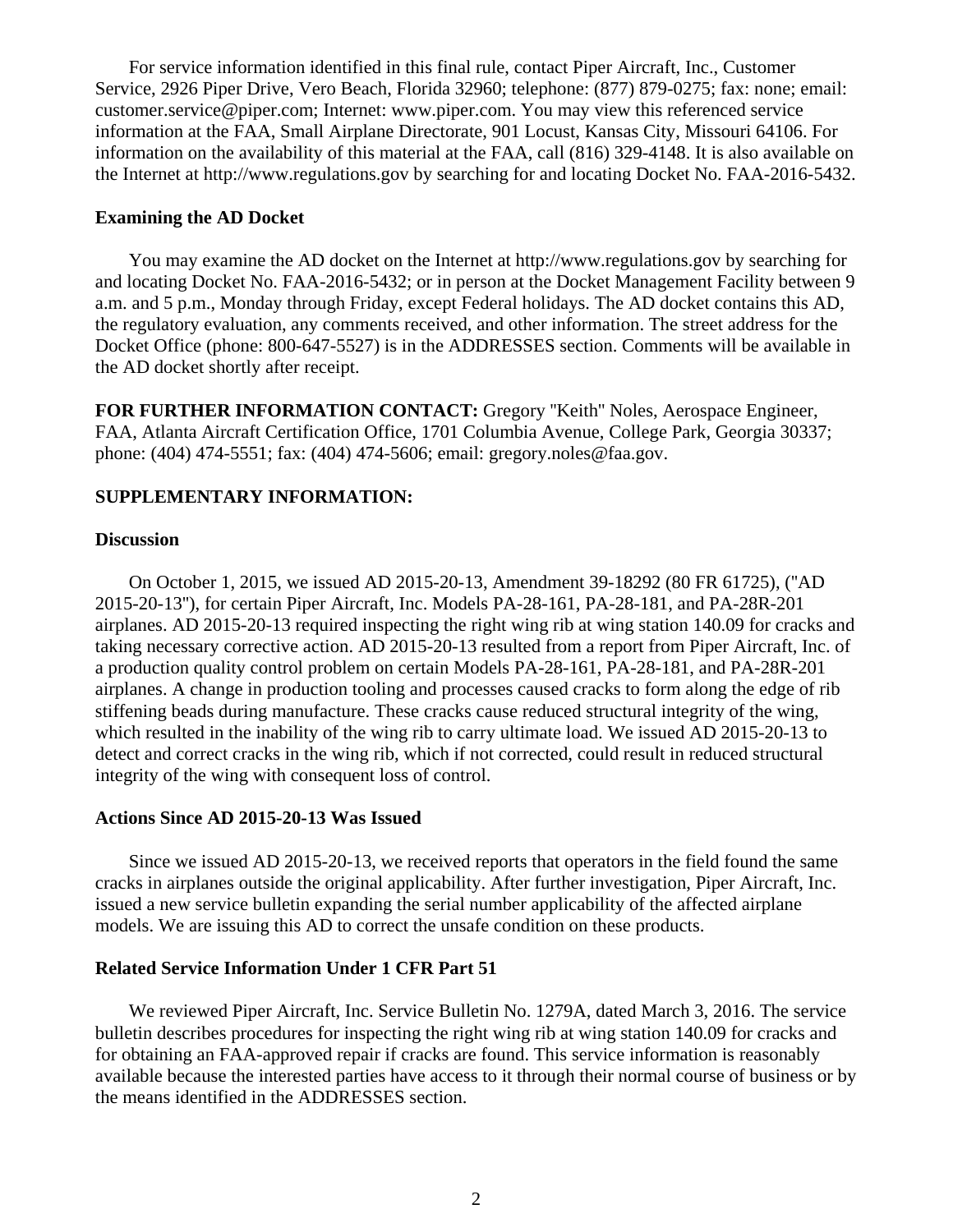For service information identified in this final rule, contact Piper Aircraft, Inc., Customer Service, 2926 Piper Drive, Vero Beach, Florida 32960; telephone: (877) 879-0275; fax: none; email: customer.service@piper.com; Internet: www.piper.com. You may view this referenced service information at the FAA, Small Airplane Directorate, 901 Locust, Kansas City, Missouri 64106. For information on the availability of this material at the FAA, call (816) 329-4148. It is also available on the Internet at http://www.regulations.gov by searching for and locating Docket No. FAA-2016-5432.

**Examining the AD Docket**

You may examine the AD docket on the Internet at http://www.regulations.gov by searching for and locating Docket No. FAA-2016-5432; or in person at the Docket Management Facility between 9 a.m. and 5 p.m., Monday through Friday, except Federal holidays. The AD docket contains this AD, the regulatory evaluation, any comments received, and other information. The street address for the Docket Office (phone: 800-647-5527) is in the ADDRESSES section. Comments will be available in the AD docket shortly after receipt.

**FOR FURTHER INFORMATION CONTACT:** Gregory "Keith" Noles, Aerospace Engineer, FAA, Atlanta Aircraft Certification Office, 1701 Columbia Avenue, College Park, Georgia 30337; phone: (404) 474-5551; fax: (404) 474-5606; email: gregory.noles@faa.gov.

**SUPPLEMENTARY INFORMATION:**

**Discussion**

On October 1, 2015, we issued AD 2015-20-13, Amendment 39-18292 (80 FR 61725), ("AD 2015-20-13"), for certain Piper Aircraft, Inc. Models PA-28-161, PA-28-181, and PA-28R-201 airplanes. AD 2015-20-13 required inspecting the right wing rib at wing station 140.09 for cracks and taking necessary corrective action. AD 2015-20-13 resulted from a report from Piper Aircraft, Inc. of a production quality control problem on certain Models PA-28-161, PA-28-181, and PA-28R-201 airplanes. A change in production tooling and processes caused cracks to form along the edge of rib stiffening beads during manufacture. These cracks cause reduced structural integrity of the wing, which resulted in the inability of the wing rib to carry ultimate load. We issued AD 2015-20-13 to detect and correct cracks in the wing rib, which if not corrected, could result in reduced structural integrity of the wing with consequent loss of control.

**Actions Since AD 2015-20-13 Was Issued**

Since we issued AD 2015-20-13, we received reports that operators in the field found the same cracks in airplanes outside the original applicability. After further investigation, Piper Aircraft, Inc. issued a new service bulletin expanding the serial number applicability of the affected airplane models. We are issuing this AD to correct the unsafe condition on these products.

**Related Service Information Under 1 CFR Part 51**

We reviewed Piper Aircraft, Inc. Service Bulletin No. 1279A, dated March 3, 2016. The service bulletin describes procedures for inspecting the right wing rib at wing station 140.09 for cracks and for obtaining an FAA-approved repair if cracks are found. This service information is reasonably available because the interested parties have access to it through their normal course of business or by the means identified in the ADDRESSES section.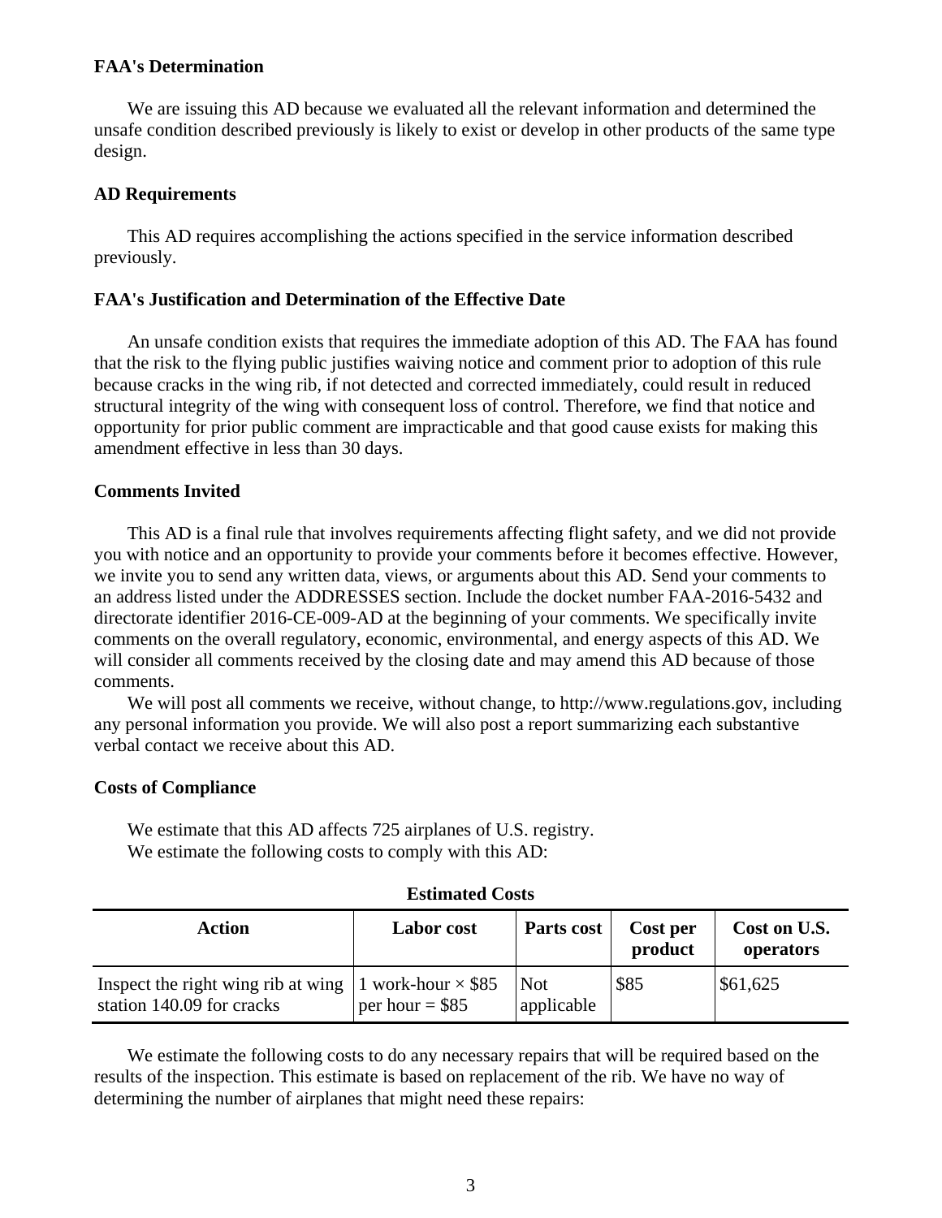**FAA's Determination**

We are issuing this AD because we evaluated all the relevant information and determined the unsafe condition described previously is likely to exist or develop in other products of the same type design.

**AD Requirements**

This AD requires accomplishing the actions specified in the service information described previously.

**FAA's Justification and Determination of the Effective Date**

An unsafe condition exists that requires the immediate adoption of this AD. The FAA has found that the risk to the flying public justifies waiving notice and comment prior to adoption of this rule because cracks in the wing rib, if not detected and corrected immediately, could result in reduced structural integrity of the wing with consequent loss of control. Therefore, we find that notice and opportunity for prior public comment are impracticable and that good cause exists for making this amendment effective in less than 30 days.

**Comments Invited**

This AD is a final rule that involves requirements affecting flight safety, and we did not provide you with notice and an opportunity to provide your comments before it becomes effective. However, we invite you to send any written data, views, or arguments about this AD. Send your comments to an address listed under the ADDRESSES section. Include the docket number FAA-2016-5432 and directorate identifier 2016-CE-009-AD at the beginning of your comments. We specifically invite comments on the overall regulatory, economic, environmental, and energy aspects of this AD. We will consider all comments received by the closing date and may amend this AD because of those comments.

We will post all comments we receive, without change, to http://www.regulations.gov, including any personal information you provide. We will also post a report summarizing each substantive verbal contact we receive about this AD.

**Costs of Compliance**

We estimate that this AD affects 725 airplanes of U.S. registry.

We estimate the following costs to comply with this AD:

**Estimated Costs**

| Action | Labor cost | Parts cost | Cost per product | Cost on U.S. operators |
|---|---|---|---|---|
| Inspect the right wing rib at wing station 140.09 for cracks | 1 work-hour × $85 per hour = $85 | Not applicable | $85 | $61,625 |

We estimate the following costs to do any necessary repairs that will be required based on the results of the inspection. This estimate is based on replacement of the rib. We have no way of determining the number of airplanes that might need these repairs: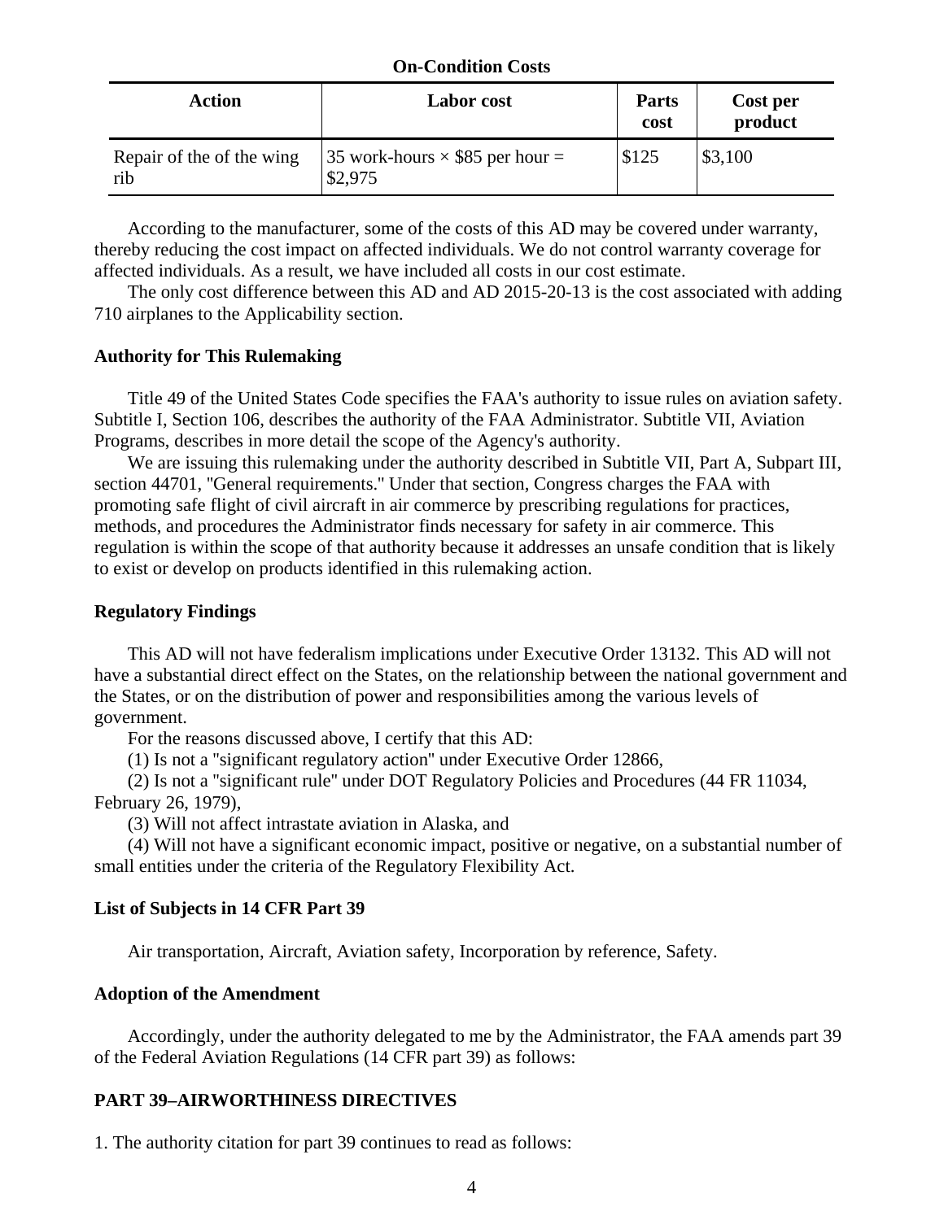**On-Condition Costs**

| Action | Labor cost | Parts cost | Cost per product |
|---|---|---|---|
| Repair of the of the wing rib | 35 work-hours × $85 per hour = $2,975 | $125 | $3,100 |

According to the manufacturer, some of the costs of this AD may be covered under warranty, thereby reducing the cost impact on affected individuals. We do not control warranty coverage for affected individuals. As a result, we have included all costs in our cost estimate.

The only cost difference between this AD and AD 2015-20-13 is the cost associated with adding 710 airplanes to the Applicability section.

**Authority for This Rulemaking**

Title 49 of the United States Code specifies the FAA's authority to issue rules on aviation safety. Subtitle I, Section 106, describes the authority of the FAA Administrator. Subtitle VII, Aviation Programs, describes in more detail the scope of the Agency's authority.

We are issuing this rulemaking under the authority described in Subtitle VII, Part A, Subpart III, section 44701, "General requirements." Under that section, Congress charges the FAA with promoting safe flight of civil aircraft in air commerce by prescribing regulations for practices, methods, and procedures the Administrator finds necessary for safety in air commerce. This regulation is within the scope of that authority because it addresses an unsafe condition that is likely to exist or develop on products identified in this rulemaking action.

**Regulatory Findings**

This AD will not have federalism implications under Executive Order 13132. This AD will not have a substantial direct effect on the States, on the relationship between the national government and the States, or on the distribution of power and responsibilities among the various levels of government.

For the reasons discussed above, I certify that this AD:

(1) Is not a "significant regulatory action" under Executive Order 12866,

(2) Is not a "significant rule" under DOT Regulatory Policies and Procedures (44 FR 11034, February 26, 1979),

(3) Will not affect intrastate aviation in Alaska, and

(4) Will not have a significant economic impact, positive or negative, on a substantial number of small entities under the criteria of the Regulatory Flexibility Act.

**List of Subjects in 14 CFR Part 39**

Air transportation, Aircraft, Aviation safety, Incorporation by reference, Safety.

**Adoption of the Amendment**

Accordingly, under the authority delegated to me by the Administrator, the FAA amends part 39 of the Federal Aviation Regulations (14 CFR part 39) as follows:

**PART 39–AIRWORTHINESS DIRECTIVES**

1. The authority citation for part 39 continues to read as follows: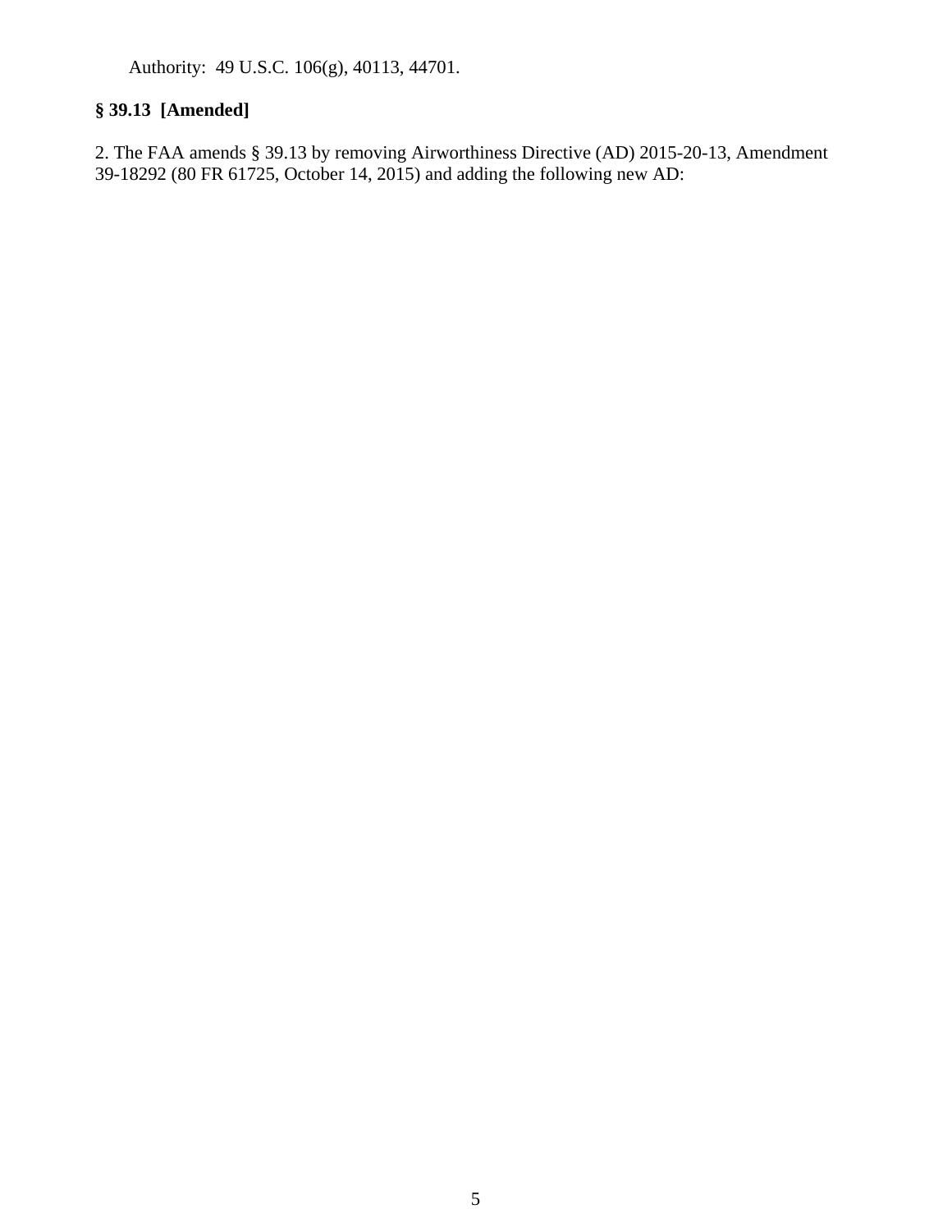Authority: 49 U.S.C. 106(g), 40113, 44701.

**§ 39.13 [Amended]**

2. The FAA amends § 39.13 by removing Airworthiness Directive (AD) 2015-20-13, Amendment 39-18292 (80 FR 61725, October 14, 2015) and adding the following new AD: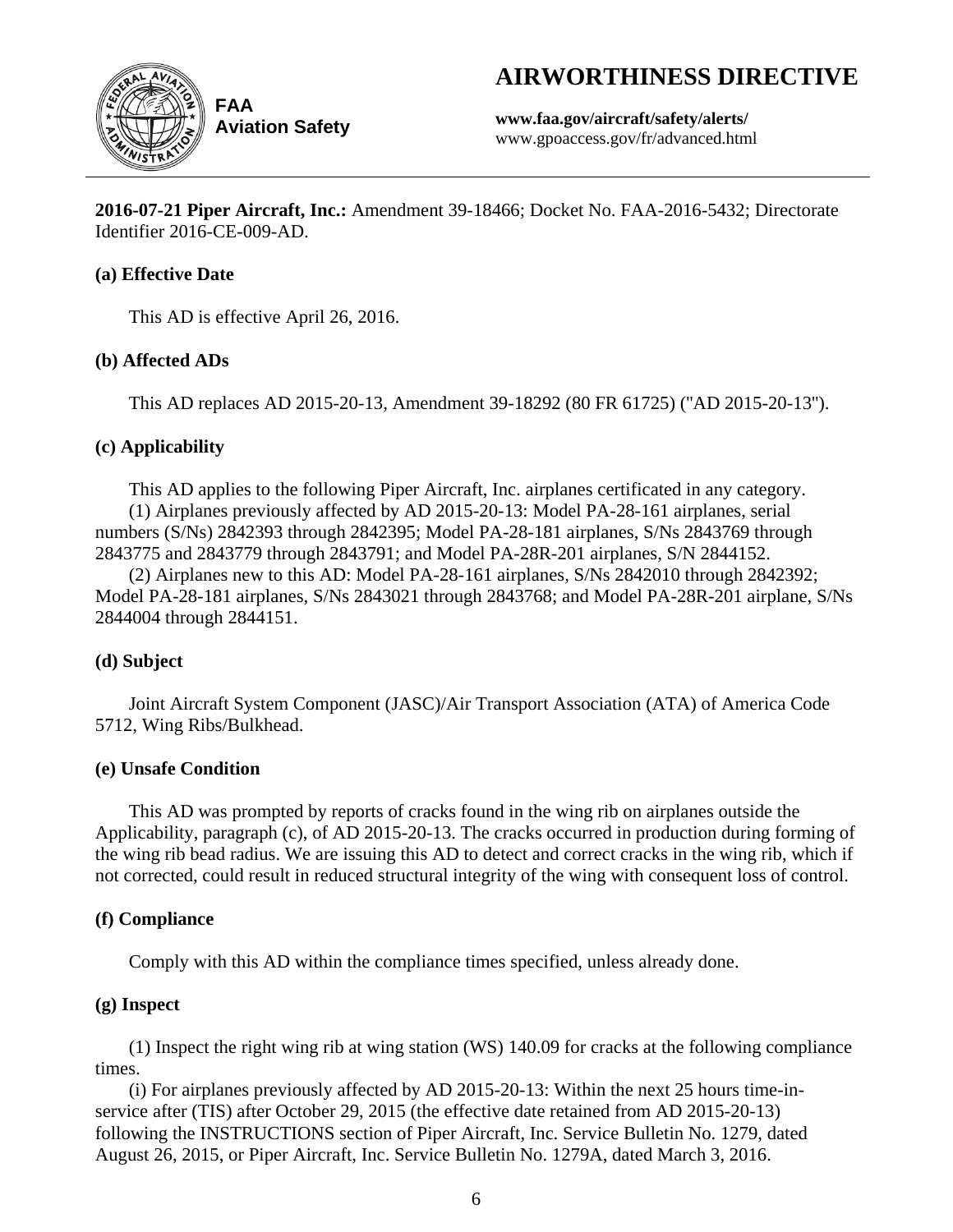# AIRWORTHINESS DIRECTIVE

**FAA**
**Aviation Safety**

**www.faa.gov/aircraft/safety/alerts/**
www.gpoaccess.gov/fr/advanced.html

---

**2016-07-21 Piper Aircraft, Inc.:** Amendment 39-18466; Docket No. FAA-2016-5432; Directorate Identifier 2016-CE-009-AD.

### (a) Effective Date

This AD is effective April 26, 2016.

### (b) Affected ADs

This AD replaces AD 2015-20-13, Amendment 39-18292 (80 FR 61725) ("AD 2015-20-13").

### (c) Applicability

This AD applies to the following Piper Aircraft, Inc. airplanes certificated in any category.

(1) Airplanes previously affected by AD 2015-20-13: Model PA-28-161 airplanes, serial numbers (S/Ns) 2842393 through 2842395; Model PA-28-181 airplanes, S/Ns 2843769 through 2843775 and 2843779 through 2843791; and Model PA-28R-201 airplanes, S/N 2844152.

(2) Airplanes new to this AD: Model PA-28-161 airplanes, S/Ns 2842010 through 2842392; Model PA-28-181 airplanes, S/Ns 2843021 through 2843768; and Model PA-28R-201 airplane, S/Ns 2844004 through 2844151.

### (d) Subject

Joint Aircraft System Component (JASC)/Air Transport Association (ATA) of America Code 5712, Wing Ribs/Bulkhead.

### (e) Unsafe Condition

This AD was prompted by reports of cracks found in the wing rib on airplanes outside the Applicability, paragraph (c), of AD 2015-20-13. The cracks occurred in production during forming of the wing rib bead radius. We are issuing this AD to detect and correct cracks in the wing rib, which if not corrected, could result in reduced structural integrity of the wing with consequent loss of control.

### (f) Compliance

Comply with this AD within the compliance times specified, unless already done.

### (g) Inspect

(1) Inspect the right wing rib at wing station (WS) 140.09 for cracks at the following compliance times.

(i) For airplanes previously affected by AD 2015-20-13: Within the next 25 hours time-in-service after (TIS) after October 29, 2015 (the effective date retained from AD 2015-20-13) following the INSTRUCTIONS section of Piper Aircraft, Inc. Service Bulletin No. 1279, dated August 26, 2015, or Piper Aircraft, Inc. Service Bulletin No. 1279A, dated March 3, 2016.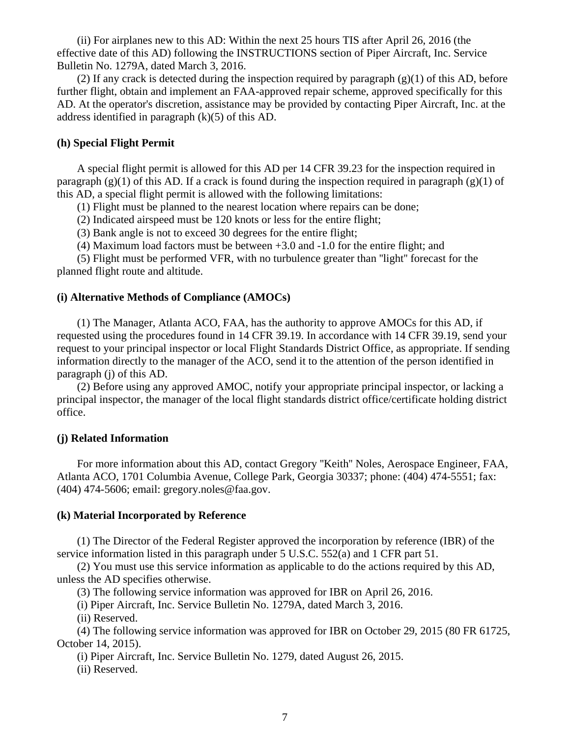(ii) For airplanes new to this AD: Within the next 25 hours TIS after April 26, 2016 (the effective date of this AD) following the INSTRUCTIONS section of Piper Aircraft, Inc. Service Bulletin No. 1279A, dated March 3, 2016.

(2) If any crack is detected during the inspection required by paragraph (g)(1) of this AD, before further flight, obtain and implement an FAA-approved repair scheme, approved specifically for this AD. At the operator's discretion, assistance may be provided by contacting Piper Aircraft, Inc. at the address identified in paragraph (k)(5) of this AD.

**(h) Special Flight Permit**

A special flight permit is allowed for this AD per 14 CFR 39.23 for the inspection required in paragraph (g)(1) of this AD. If a crack is found during the inspection required in paragraph (g)(1) of this AD, a special flight permit is allowed with the following limitations:

(1) Flight must be planned to the nearest location where repairs can be done;

(2) Indicated airspeed must be 120 knots or less for the entire flight;

(3) Bank angle is not to exceed 30 degrees for the entire flight;

(4) Maximum load factors must be between +3.0 and -1.0 for the entire flight; and

(5) Flight must be performed VFR, with no turbulence greater than "light" forecast for the planned flight route and altitude.

**(i) Alternative Methods of Compliance (AMOCs)**

(1) The Manager, Atlanta ACO, FAA, has the authority to approve AMOCs for this AD, if requested using the procedures found in 14 CFR 39.19. In accordance with 14 CFR 39.19, send your request to your principal inspector or local Flight Standards District Office, as appropriate. If sending information directly to the manager of the ACO, send it to the attention of the person identified in paragraph (j) of this AD.

(2) Before using any approved AMOC, notify your appropriate principal inspector, or lacking a principal inspector, the manager of the local flight standards district office/certificate holding district office.

**(j) Related Information**

For more information about this AD, contact Gregory "Keith" Noles, Aerospace Engineer, FAA, Atlanta ACO, 1701 Columbia Avenue, College Park, Georgia 30337; phone: (404) 474-5551; fax: (404) 474-5606; email: gregory.noles@faa.gov.

**(k) Material Incorporated by Reference**

(1) The Director of the Federal Register approved the incorporation by reference (IBR) of the service information listed in this paragraph under 5 U.S.C. 552(a) and 1 CFR part 51.

(2) You must use this service information as applicable to do the actions required by this AD, unless the AD specifies otherwise.

(3) The following service information was approved for IBR on April 26, 2016.

(i) Piper Aircraft, Inc. Service Bulletin No. 1279A, dated March 3, 2016.

(ii) Reserved.

(4) The following service information was approved for IBR on October 29, 2015 (80 FR 61725, October 14, 2015).

(i) Piper Aircraft, Inc. Service Bulletin No. 1279, dated August 26, 2015.

(ii) Reserved.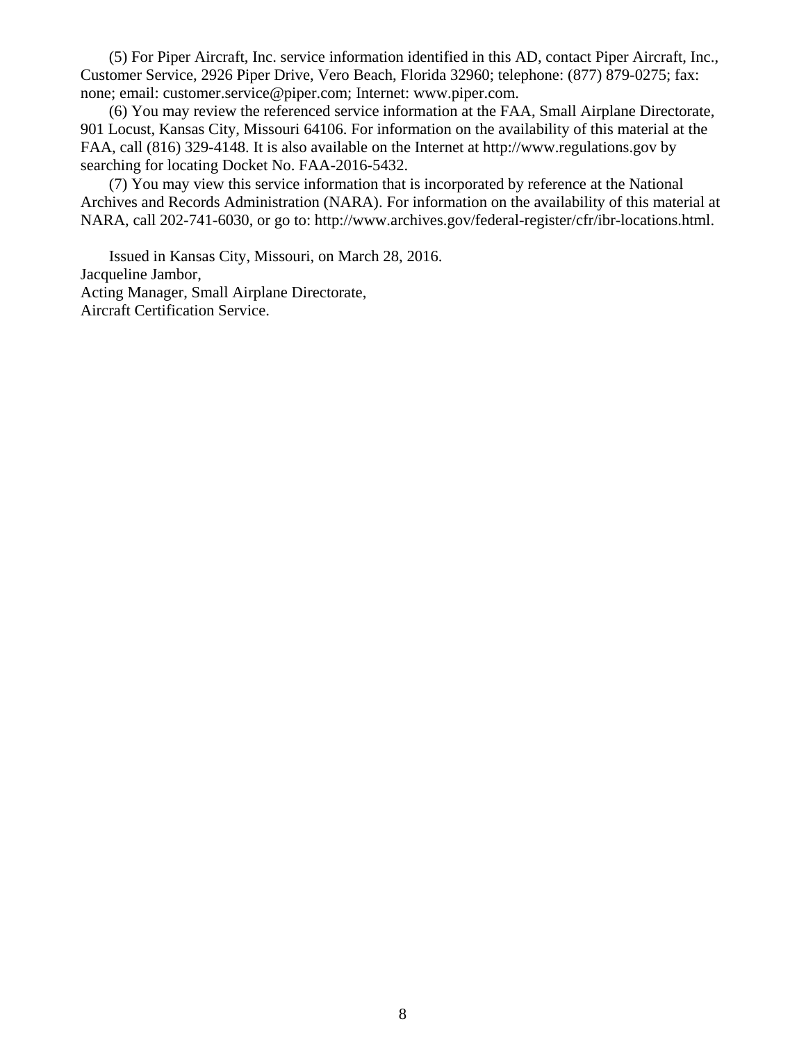(5) For Piper Aircraft, Inc. service information identified in this AD, contact Piper Aircraft, Inc., Customer Service, 2926 Piper Drive, Vero Beach, Florida 32960; telephone: (877) 879-0275; fax: none; email: customer.service@piper.com; Internet: www.piper.com.

(6) You may review the referenced service information at the FAA, Small Airplane Directorate, 901 Locust, Kansas City, Missouri 64106. For information on the availability of this material at the FAA, call (816) 329-4148. It is also available on the Internet at http://www.regulations.gov by searching for locating Docket No. FAA-2016-5432.

(7) You may view this service information that is incorporated by reference at the National Archives and Records Administration (NARA). For information on the availability of this material at NARA, call 202-741-6030, or go to: http://www.archives.gov/federal-register/cfr/ibr-locations.html.

Issued in Kansas City, Missouri, on March 28, 2016.
Jacqueline Jambor,
Acting Manager, Small Airplane Directorate,
Aircraft Certification Service.